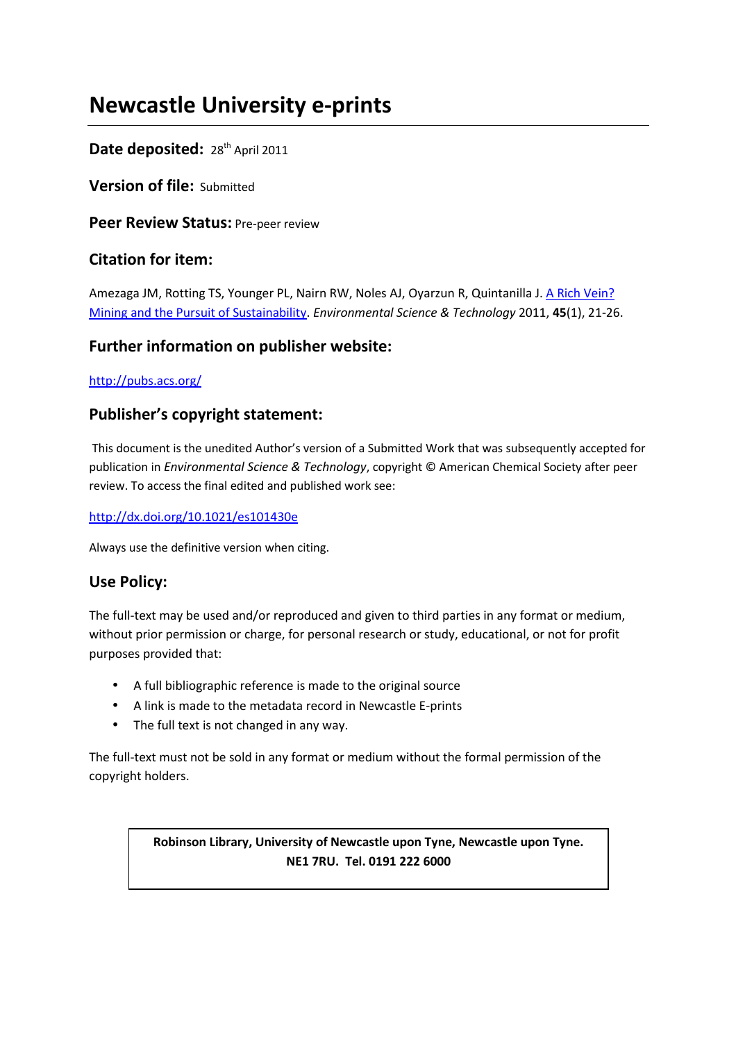# Newcastle University e-prints

**Date deposited:** 28th April 2011

**Version of file:** Submitted

**Peer Review Status:** Pre-peer review

## Citation for item:

Amezaga JM, Rotting TS, Younger PL, Nairn RW, Noles AJ, Oyarzun R, Quintanilla J. [A Rich Vein? Mining and the Pursuit of Sustainability](). *Environmental Science & Technology* 2011, **45**(1), 21-26.

## Further information on publisher website:

[http://pubs.acs.org/](http://pubs.acs.org/)

## Publisher's copyright statement:

This document is the unedited Author's version of a Submitted Work that was subsequently accepted for publication in *Environmental Science & Technology*, copyright © American Chemical Society after peer review. To access the final edited and published work see:

[http://dx.doi.org/10.1021/es101430e](http://dx.doi.org/10.1021/es101430e)

Always use the definitive version when citing.

## Use Policy:

The full-text may be used and/or reproduced and given to third parties in any format or medium, without prior permission or charge, for personal research or study, educational, or not for profit purposes provided that:

- A full bibliographic reference is made to the original source
- A link is made to the metadata record in Newcastle E-prints
- The full text is not changed in any way.

The full-text must not be sold in any format or medium without the formal permission of the copyright holders.

**Robinson Library, University of Newcastle upon Tyne, Newcastle upon Tyne. NE1 7RU. Tel. 0191 222 6000**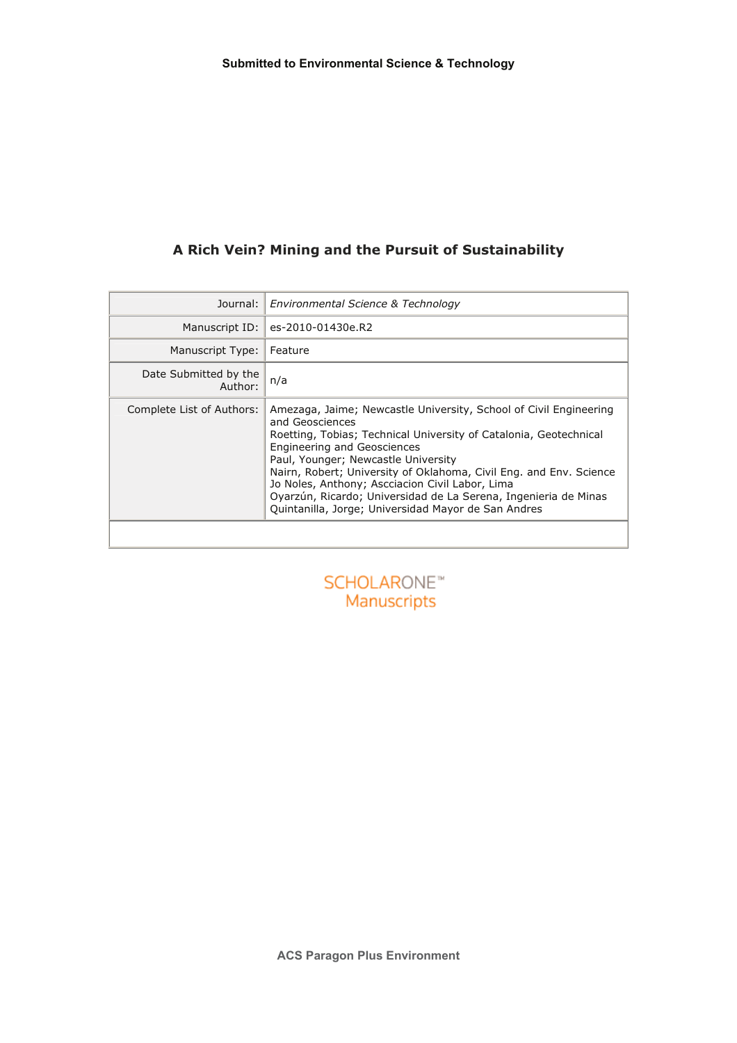Submitted to Environmental Science & Technology

# A Rich Vein? Mining and the Pursuit of Sustainability

| | |
|---|---|
| Journal: | *Environmental Science & Technology* |
| Manuscript ID: | es-2010-01430e.R2 |
| Manuscript Type: | Feature |
| Date Submitted by the Author: | n/a |
| Complete List of Authors: | Amezaga, Jaime; Newcastle University, School of Civil Engineering and Geosciences<br>Roetting, Tobias; Technical University of Catalonia, Geotechnical Engineering and Geosciences<br>Paul, Younger; Newcastle University<br>Nairn, Robert; University of Oklahoma, Civil Eng. and Env. Science<br>Jo Noles, Anthony; Ascciacion Civil Labor, Lima<br>Oyarzún, Ricardo; Universidad de La Serena, Ingenieria de Minas<br>Quintanilla, Jorge; Universidad Mayor de San Andres |
| | |

SCHOLARONE™ Manuscripts

ACS Paragon Plus Environment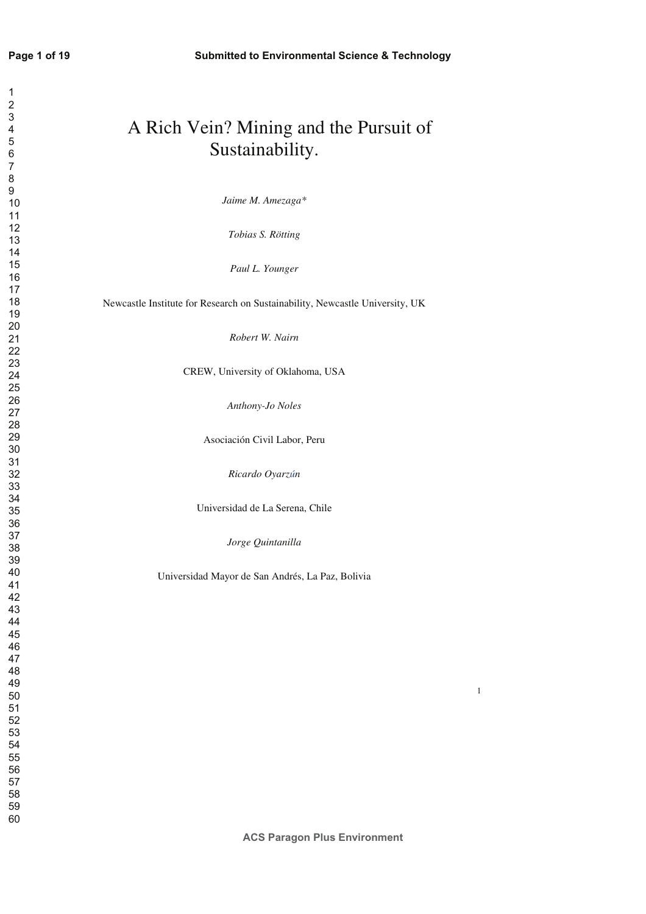# A Rich Vein? Mining and the Pursuit of Sustainability.

*Jaime M. Amezaga**

*Tobias S. Rötting*

*Paul L. Younger*

Newcastle Institute for Research on Sustainability, Newcastle University, UK

*Robert W. Nairn*

CREW, University of Oklahoma, USA

*Anthony-Jo Noles*

Asociación Civil Labor, Peru

*Ricardo Oyarzún*

Universidad de La Serena, Chile

*Jorge Quintanilla*

Universidad Mayor de San Andrés, La Paz, Bolivia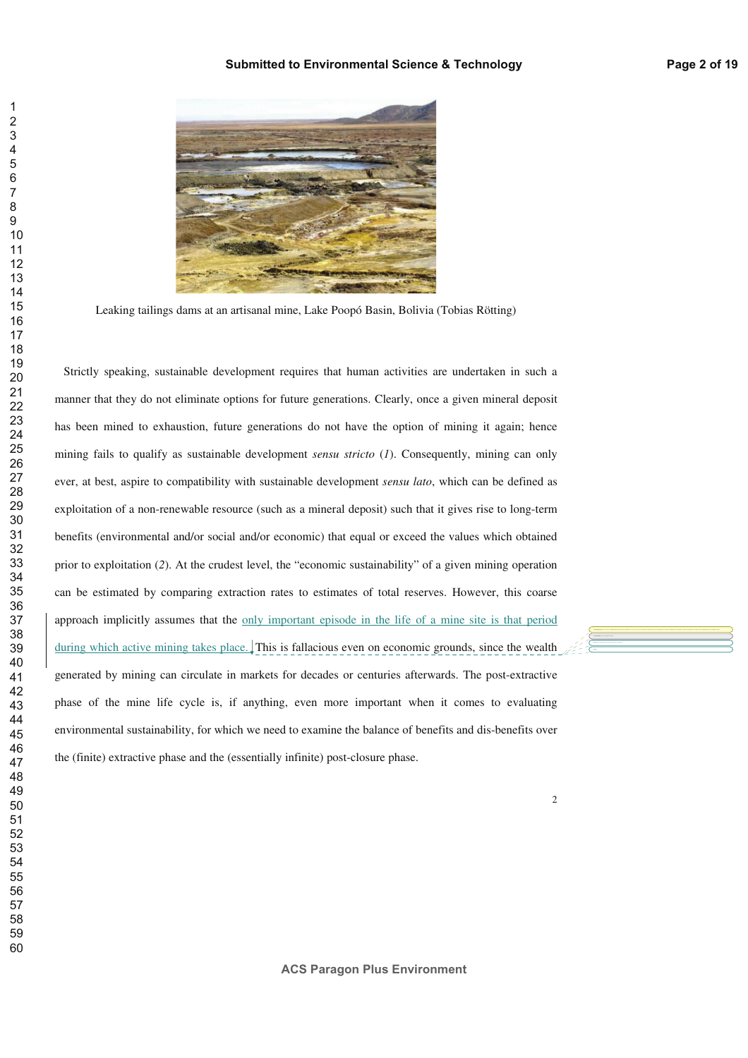Leaking tailings dams at an artisanal mine, Lake Poopó Basin, Bolivia (Tobias Rötting)

Strictly speaking, sustainable development requires that human activities are undertaken in such a manner that they do not eliminate options for future generations. Clearly, once a given mineral deposit has been mined to exhaustion, future generations do not have the option of mining it again; hence mining fails to qualify as sustainable development *sensu stricto* (*1*). Consequently, mining can only ever, at best, aspire to compatibility with sustainable development *sensu lato*, which can be defined as exploitation of a non-renewable resource (such as a mineral deposit) such that it gives rise to long-term benefits (environmental and/or social and/or economic) that equal or exceed the values which obtained prior to exploitation (*2*). At the crudest level, the "economic sustainability" of a given mining operation can be estimated by comparing extraction rates to estimates of total reserves. However, this coarse approach implicitly assumes that the only important episode in the life of a mine site is that period during which active mining takes place. This is fallacious even on economic grounds, since the wealth generated by mining can circulate in markets for decades or centuries afterwards. The post-extractive phase of the mine life cycle is, if anything, even more important when it comes to evaluating environmental sustainability, for which we need to examine the balance of benefits and dis-benefits over the (finite) extractive phase and the (essentially infinite) post-closure phase.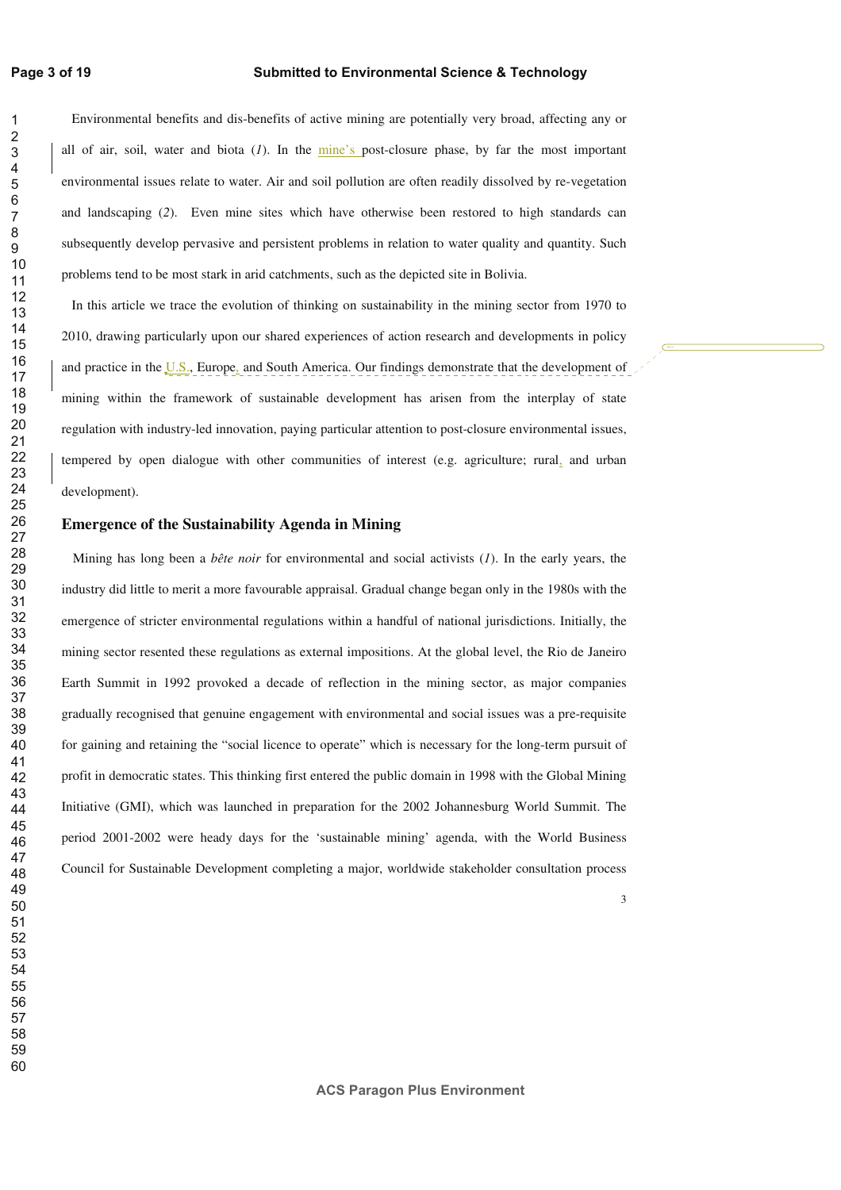Environmental benefits and dis-benefits of active mining are potentially very broad, affecting any or all of air, soil, water and biota (*1*). In the mine's post-closure phase, by far the most important environmental issues relate to water. Air and soil pollution are often readily dissolved by re-vegetation and landscaping (*2*). Even mine sites which have otherwise been restored to high standards can subsequently develop pervasive and persistent problems in relation to water quality and quantity. Such problems tend to be most stark in arid catchments, such as the depicted site in Bolivia.

In this article we trace the evolution of thinking on sustainability in the mining sector from 1970 to 2010, drawing particularly upon our shared experiences of action research and developments in policy and practice in the U.S., Europe, and South America. Our findings demonstrate that the development of mining within the framework of sustainable development has arisen from the interplay of state regulation with industry-led innovation, paying particular attention to post-closure environmental issues, tempered by open dialogue with other communities of interest (e.g. agriculture; rural, and urban development).

## Emergence of the Sustainability Agenda in Mining

Mining has long been a *bête noir* for environmental and social activists (*1*). In the early years, the industry did little to merit a more favourable appraisal. Gradual change began only in the 1980s with the emergence of stricter environmental regulations within a handful of national jurisdictions. Initially, the mining sector resented these regulations as external impositions. At the global level, the Rio de Janeiro Earth Summit in 1992 provoked a decade of reflection in the mining sector, as major companies gradually recognised that genuine engagement with environmental and social issues was a pre-requisite for gaining and retaining the "social licence to operate" which is necessary for the long-term pursuit of profit in democratic states. This thinking first entered the public domain in 1998 with the Global Mining Initiative (GMI), which was launched in preparation for the 2002 Johannesburg World Summit. The period 2001-2002 were heady days for the 'sustainable mining' agenda, with the World Business Council for Sustainable Development completing a major, worldwide stakeholder consultation process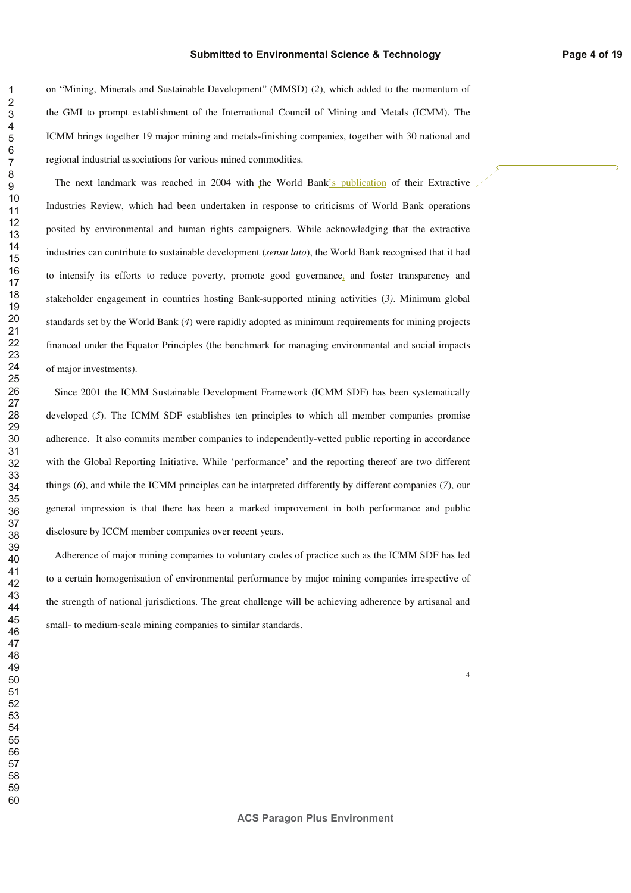on "Mining, Minerals and Sustainable Development" (MMSD) (*2*), which added to the momentum of the GMI to prompt establishment of the International Council of Mining and Metals (ICMM). The ICMM brings together 19 major mining and metals-finishing companies, together with 30 national and regional industrial associations for various mined commodities.

The next landmark was reached in 2004 with the World Bank's publication of their Extractive Industries Review, which had been undertaken in response to criticisms of World Bank operations posited by environmental and human rights campaigners. While acknowledging that the extractive industries can contribute to sustainable development (*sensu lato*), the World Bank recognised that it had to intensify its efforts to reduce poverty, promote good governance, and foster transparency and stakeholder engagement in countries hosting Bank-supported mining activities (*3*). Minimum global standards set by the World Bank (*4*) were rapidly adopted as minimum requirements for mining projects financed under the Equator Principles (the benchmark for managing environmental and social impacts of major investments).

Since 2001 the ICMM Sustainable Development Framework (ICMM SDF) has been systematically developed (*5*). The ICMM SDF establishes ten principles to which all member companies promise adherence. It also commits member companies to independently-vetted public reporting in accordance with the Global Reporting Initiative. While 'performance' and the reporting thereof are two different things (*6*), and while the ICMM principles can be interpreted differently by different companies (*7*), our general impression is that there has been a marked improvement in both performance and public disclosure by ICCM member companies over recent years.

Adherence of major mining companies to voluntary codes of practice such as the ICMM SDF has led to a certain homogenisation of environmental performance by major mining companies irrespective of the strength of national jurisdictions. The great challenge will be achieving adherence by artisanal and small- to medium-scale mining companies to similar standards.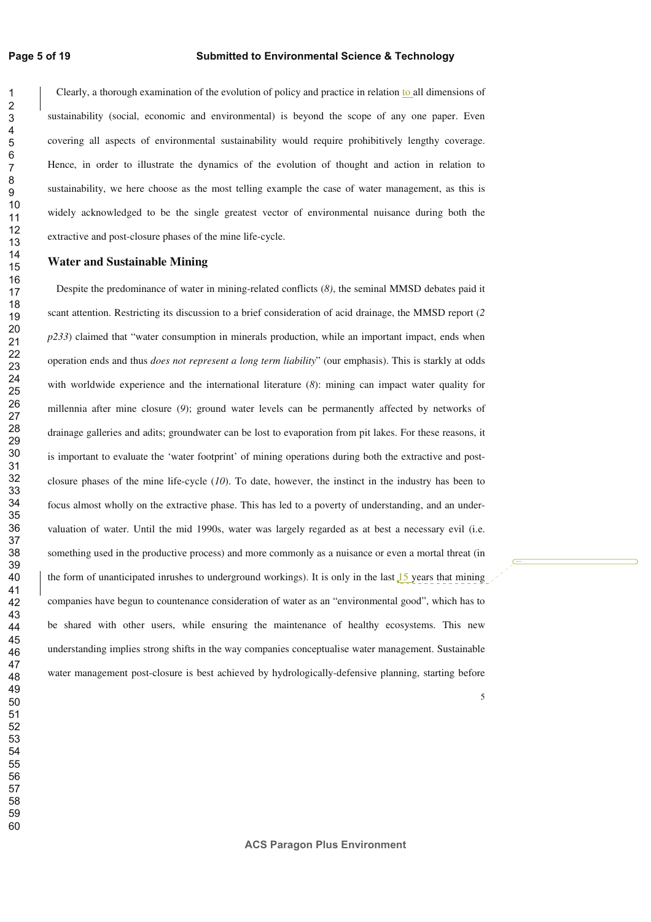Clearly, a thorough examination of the evolution of policy and practice in relation to all dimensions of sustainability (social, economic and environmental) is beyond the scope of any one paper. Even covering all aspects of environmental sustainability would require prohibitively lengthy coverage. Hence, in order to illustrate the dynamics of the evolution of thought and action in relation to sustainability, we here choose as the most telling example the case of water management, as this is widely acknowledged to be the single greatest vector of environmental nuisance during both the extractive and post-closure phases of the mine life-cycle.

## Water and Sustainable Mining

Despite the predominance of water in mining-related conflicts (*8)*, the seminal MMSD debates paid it scant attention. Restricting its discussion to a brief consideration of acid drainage, the MMSD report (*2 p233*) claimed that "water consumption in minerals production, while an important impact, ends when operation ends and thus *does not represent a long term liability*" (our emphasis). This is starkly at odds with worldwide experience and the international literature (*8*): mining can impact water quality for millennia after mine closure (*9*); ground water levels can be permanently affected by networks of drainage galleries and adits; groundwater can be lost to evaporation from pit lakes. For these reasons, it is important to evaluate the 'water footprint' of mining operations during both the extractive and post-closure phases of the mine life-cycle (*10*). To date, however, the instinct in the industry has been to focus almost wholly on the extractive phase. This has led to a poverty of understanding, and an under-valuation of water. Until the mid 1990s, water was largely regarded as at best a necessary evil (i.e. something used in the productive process) and more commonly as a nuisance or even a mortal threat (in the form of unanticipated inrushes to underground workings). It is only in the last 15 years that mining companies have begun to countenance consideration of water as an "environmental good", which has to be shared with other users, while ensuring the maintenance of healthy ecosystems. This new understanding implies strong shifts in the way companies conceptualise water management. Sustainable water management post-closure is best achieved by hydrologically-defensive planning, starting before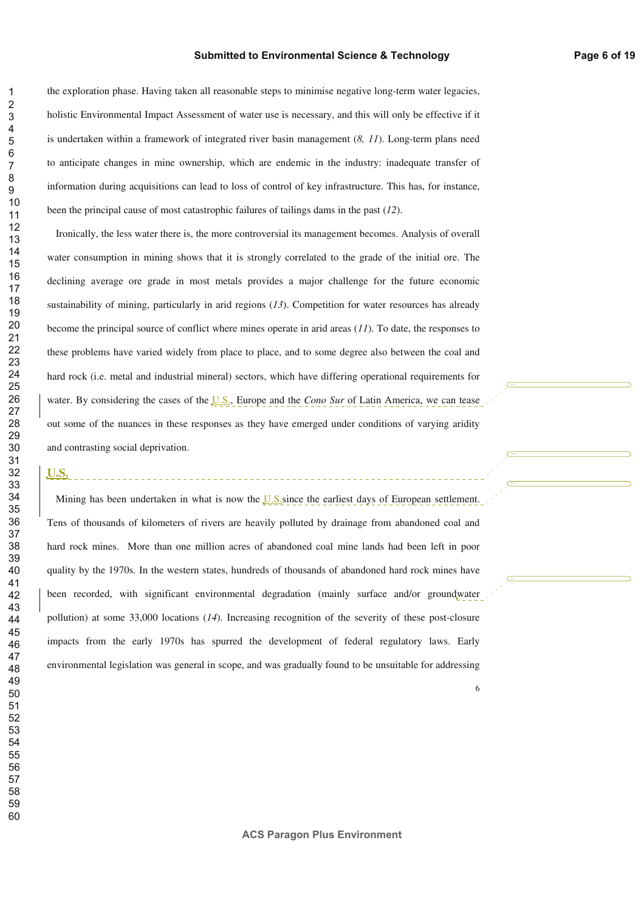the exploration phase. Having taken all reasonable steps to minimise negative long-term water legacies, holistic Environmental Impact Assessment of water use is necessary, and this will only be effective if it is undertaken within a framework of integrated river basin management (*8, 11*). Long-term plans need to anticipate changes in mine ownership, which are endemic in the industry: inadequate transfer of information during acquisitions can lead to loss of control of key infrastructure. This has, for instance, been the principal cause of most catastrophic failures of tailings dams in the past (*12*).

Ironically, the less water there is, the more controversial its management becomes. Analysis of overall water consumption in mining shows that it is strongly correlated to the grade of the initial ore. The declining average ore grade in most metals provides a major challenge for the future economic sustainability of mining, particularly in arid regions (*13*). Competition for water resources has already become the principal source of conflict where mines operate in arid areas (*11*). To date, the responses to these problems have varied widely from place to place, and to some degree also between the coal and hard rock (i.e. metal and industrial mineral) sectors, which have differing operational requirements for water. By considering the cases of the U.S., Europe and the *Cono Sur* of Latin America, we can tease out some of the nuances in these responses as they have emerged under conditions of varying aridity and contrasting social deprivation.

## U.S.

Mining has been undertaken in what is now the U.S since the earliest days of European settlement. Tens of thousands of kilometers of rivers are heavily polluted by drainage from abandoned coal and hard rock mines. More than one million acres of abandoned coal mine lands had been left in poor quality by the 1970s. In the western states, hundreds of thousands of abandoned hard rock mines have been recorded, with significant environmental degradation (mainly surface and/or groundwater pollution) at some 33,000 locations (*14*). Increasing recognition of the severity of these post-closure impacts from the early 1970s has spurred the development of federal regulatory laws. Early environmental legislation was general in scope, and was gradually found to be unsuitable for addressing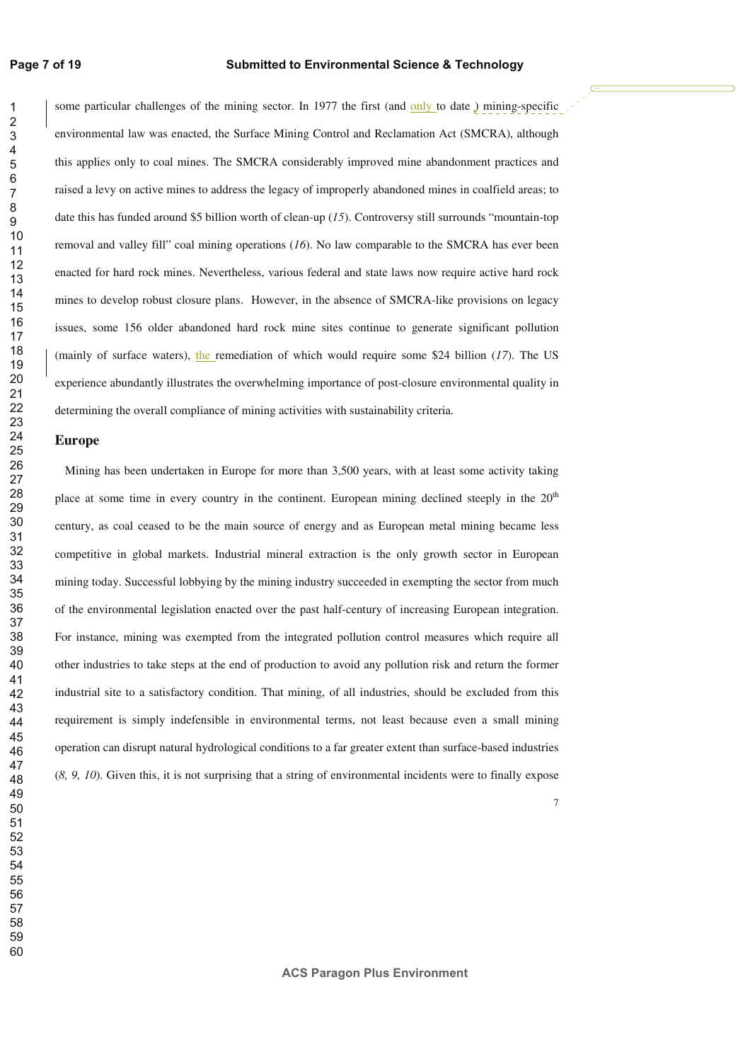some particular challenges of the mining sector. In 1977 the first (and only to date ) mining-specific environmental law was enacted, the Surface Mining Control and Reclamation Act (SMCRA), although this applies only to coal mines. The SMCRA considerably improved mine abandonment practices and raised a levy on active mines to address the legacy of improperly abandoned mines in coalfield areas; to date this has funded around $5 billion worth of clean-up (*15*). Controversy still surrounds "mountain-top removal and valley fill" coal mining operations (*16*). No law comparable to the SMCRA has ever been enacted for hard rock mines. Nevertheless, various federal and state laws now require active hard rock mines to develop robust closure plans. However, in the absence of SMCRA-like provisions on legacy issues, some 156 older abandoned hard rock mine sites continue to generate significant pollution (mainly of surface waters), the remediation of which would require some $24 billion (*17*). The US experience abundantly illustrates the overwhelming importance of post-closure environmental quality in determining the overall compliance of mining activities with sustainability criteria.

## Europe

Mining has been undertaken in Europe for more than 3,500 years, with at least some activity taking place at some time in every country in the continent. European mining declined steeply in the 20th century, as coal ceased to be the main source of energy and as European metal mining became less competitive in global markets. Industrial mineral extraction is the only growth sector in European mining today. Successful lobbying by the mining industry succeeded in exempting the sector from much of the environmental legislation enacted over the past half-century of increasing European integration. For instance, mining was exempted from the integrated pollution control measures which require all other industries to take steps at the end of production to avoid any pollution risk and return the former industrial site to a satisfactory condition. That mining, of all industries, should be excluded from this requirement is simply indefensible in environmental terms, not least because even a small mining operation can disrupt natural hydrological conditions to a far greater extent than surface-based industries (*8, 9, 10*). Given this, it is not surprising that a string of environmental incidents were to finally expose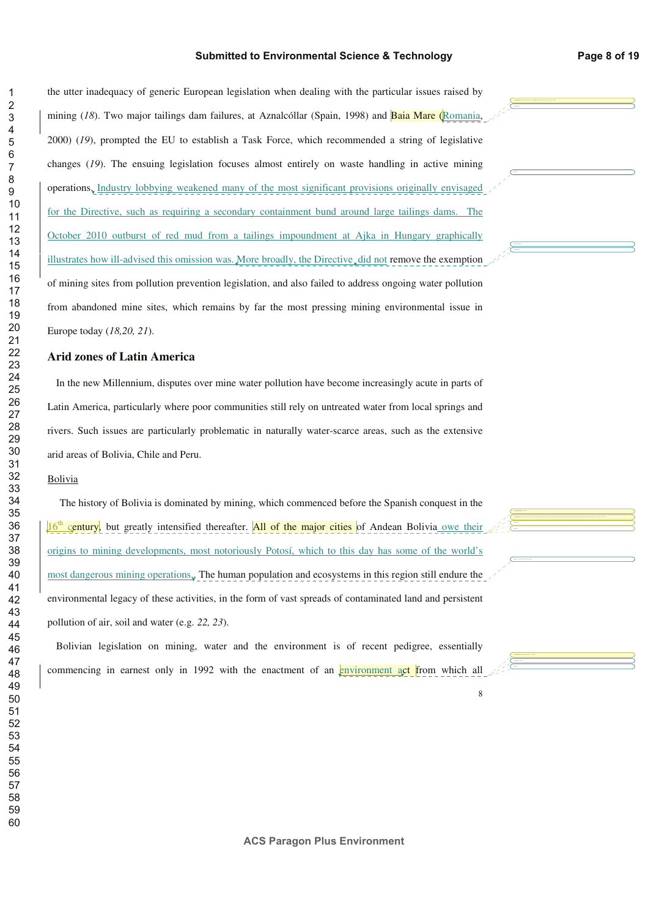the utter inadequacy of generic European legislation when dealing with the particular issues raised by mining (*18*). Two major tailings dam failures, at Aznalcóllar (Spain, 1998) and Baia Mare (Romania, 2000) (*19*), prompted the EU to establish a Task Force, which recommended a string of legislative changes (*19*). The ensuing legislation focuses almost entirely on waste handling in active mining operations. Industry lobbying weakened many of the most significant provisions originally envisaged for the Directive, such as requiring a secondary containment bund around large tailings dams. The October 2010 outburst of red mud from a tailings impoundment at Ajka in Hungary graphically illustrates how ill-advised this omission was. More broadly, the Directive did not remove the exemption of mining sites from pollution prevention legislation, and also failed to address ongoing water pollution from abandoned mine sites, which remains by far the most pressing mining environmental issue in Europe today (*18,20, 21*).

### Arid zones of Latin America

In the new Millennium, disputes over mine water pollution have become increasingly acute in parts of Latin America, particularly where poor communities still rely on untreated water from local springs and rivers. Such issues are particularly problematic in naturally water-scarce areas, such as the extensive arid areas of Bolivia, Chile and Peru.

#### Bolivia

The history of Bolivia is dominated by mining, which commenced before the Spanish conquest in the 16th century, but greatly intensified thereafter. All of the major cities of Andean Bolivia owe their origins to mining developments, most notoriously Potosí, which to this day has some of the world's most dangerous mining operations. The human population and ecosystems in this region still endure the environmental legacy of these activities, in the form of vast spreads of contaminated land and persistent pollution of air, soil and water (e.g. *22, 23*).

Bolivian legislation on mining, water and the environment is of recent pedigree, essentially commencing in earnest only in 1992 with the enactment of an environment act from which all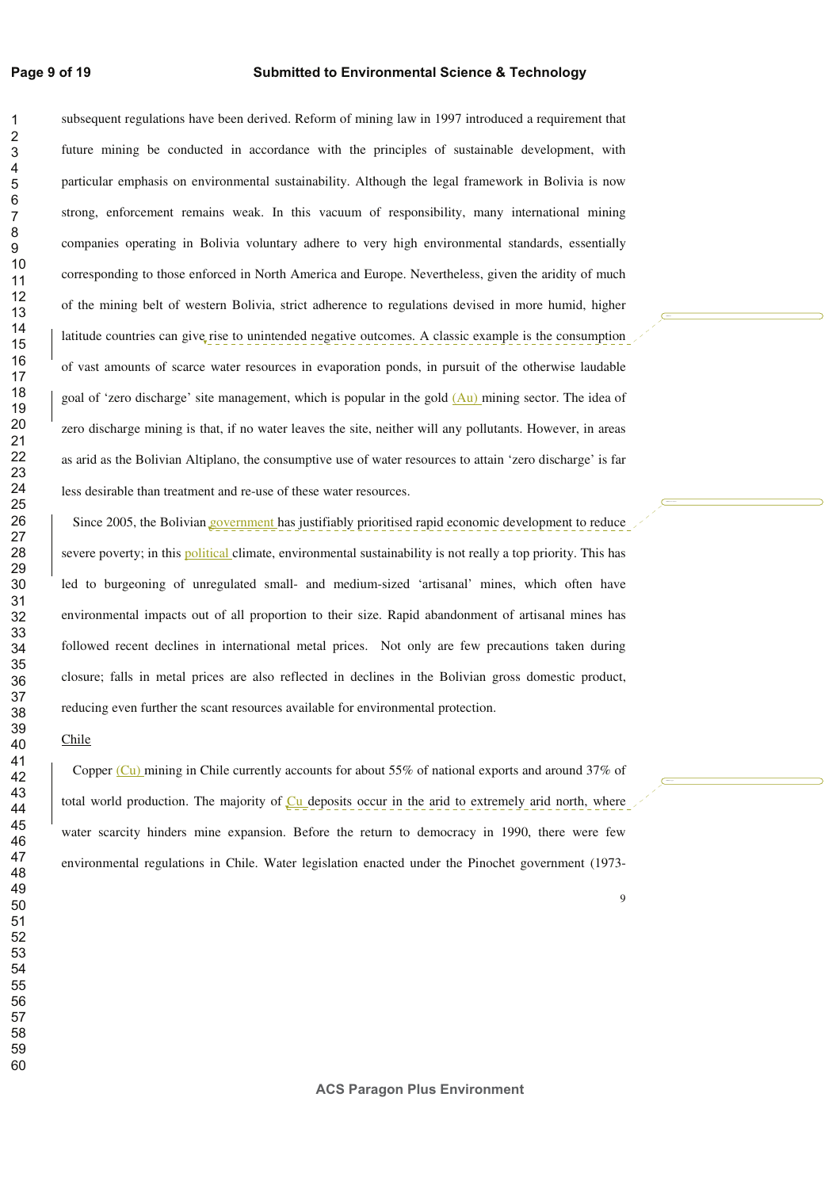subsequent regulations have been derived. Reform of mining law in 1997 introduced a requirement that future mining be conducted in accordance with the principles of sustainable development, with particular emphasis on environmental sustainability. Although the legal framework in Bolivia is now strong, enforcement remains weak. In this vacuum of responsibility, many international mining companies operating in Bolivia voluntary adhere to very high environmental standards, essentially corresponding to those enforced in North America and Europe. Nevertheless, given the aridity of much of the mining belt of western Bolivia, strict adherence to regulations devised in more humid, higher latitude countries can give rise to unintended negative outcomes. A classic example is the consumption of vast amounts of scarce water resources in evaporation ponds, in pursuit of the otherwise laudable goal of 'zero discharge' site management, which is popular in the gold (Au) mining sector. The idea of zero discharge mining is that, if no water leaves the site, neither will any pollutants. However, in areas as arid as the Bolivian Altiplano, the consumptive use of water resources to attain 'zero discharge' is far less desirable than treatment and re-use of these water resources.

Since 2005, the Bolivian government has justifiably prioritised rapid economic development to reduce severe poverty; in this political climate, environmental sustainability is not really a top priority. This has led to burgeoning of unregulated small- and medium-sized 'artisanal' mines, which often have environmental impacts out of all proportion to their size. Rapid abandonment of artisanal mines has followed recent declines in international metal prices. Not only are few precautions taken during closure; falls in metal prices are also reflected in declines in the Bolivian gross domestic product, reducing even further the scant resources available for environmental protection.

Chile

Copper (Cu) mining in Chile currently accounts for about 55% of national exports and around 37% of total world production. The majority of Cu deposits occur in the arid to extremely arid north, where water scarcity hinders mine expansion. Before the return to democracy in 1990, there were few environmental regulations in Chile. Water legislation enacted under the Pinochet government (1973-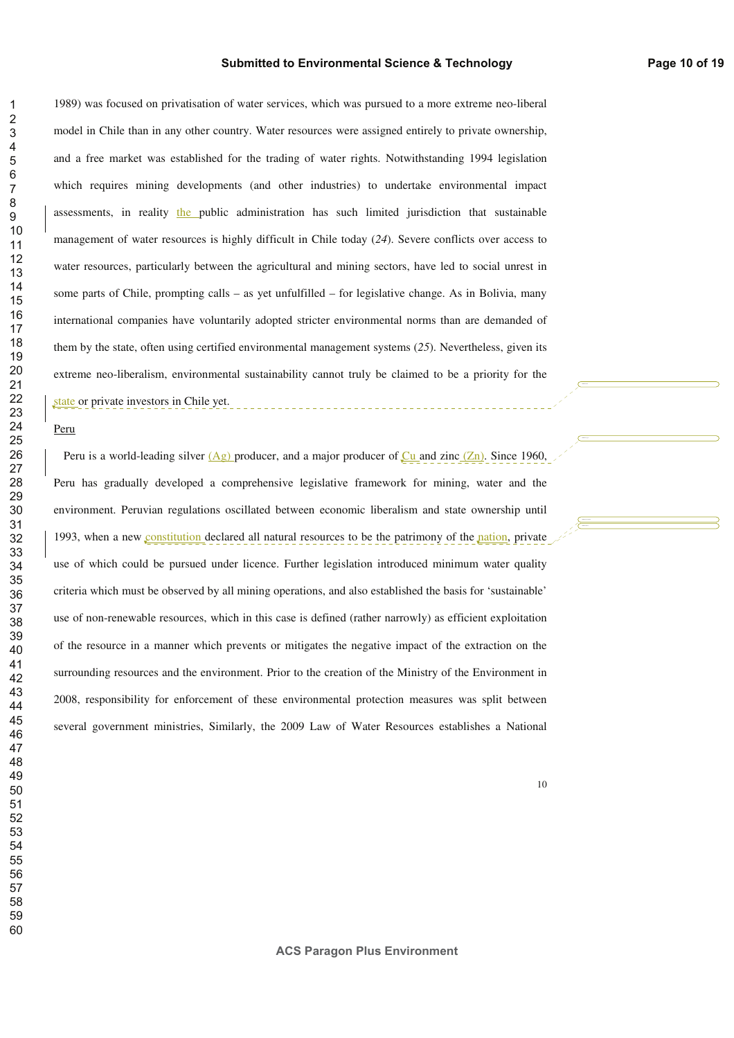1989) was focused on privatisation of water services, which was pursued to a more extreme neo-liberal model in Chile than in any other country. Water resources were assigned entirely to private ownership, and a free market was established for the trading of water rights. Notwithstanding 1994 legislation which requires mining developments (and other industries) to undertake environmental impact assessments, in reality the public administration has such limited jurisdiction that sustainable management of water resources is highly difficult in Chile today (*24*). Severe conflicts over access to water resources, particularly between the agricultural and mining sectors, have led to social unrest in some parts of Chile, prompting calls – as yet unfulfilled – for legislative change. As in Bolivia, many international companies have voluntarily adopted stricter environmental norms than are demanded of them by the state, often using certified environmental management systems (*25*). Nevertheless, given its extreme neo-liberalism, environmental sustainability cannot truly be claimed to be a priority for the state or private investors in Chile yet.

Peru

Peru is a world-leading silver (Ag) producer, and a major producer of Cu and zinc (Zn). Since 1960, Peru has gradually developed a comprehensive legislative framework for mining, water and the environment. Peruvian regulations oscillated between economic liberalism and state ownership until 1993, when a new constitution declared all natural resources to be the patrimony of the nation, private use of which could be pursued under licence. Further legislation introduced minimum water quality criteria which must be observed by all mining operations, and also established the basis for 'sustainable' use of non-renewable resources, which in this case is defined (rather narrowly) as efficient exploitation of the resource in a manner which prevents or mitigates the negative impact of the extraction on the surrounding resources and the environment. Prior to the creation of the Ministry of the Environment in 2008, responsibility for enforcement of these environmental protection measures was split between several government ministries, Similarly, the 2009 Law of Water Resources establishes a National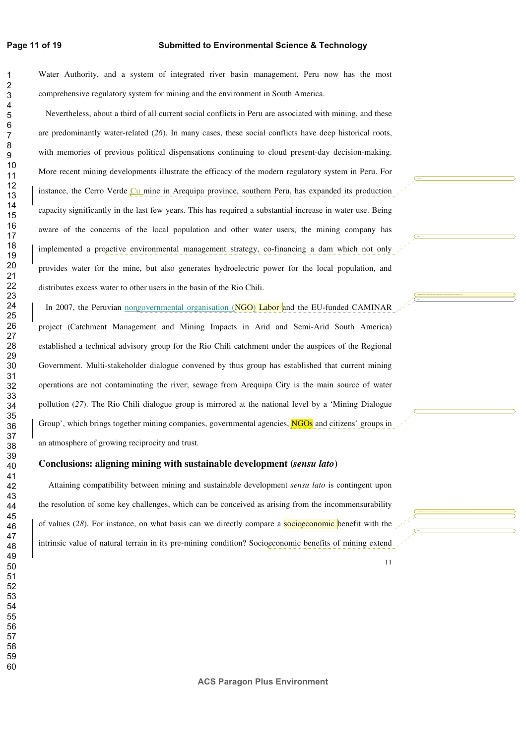Water Authority, and a system of integrated river basin management. Peru now has the most comprehensive regulatory system for mining and the environment in South America.

Nevertheless, about a third of all current social conflicts in Peru are associated with mining, and these are predominantly water-related (*26*). In many cases, these social conflicts have deep historical roots, with memories of previous political dispensations continuing to cloud present-day decision-making. More recent mining developments illustrate the efficacy of the modern regulatory system in Peru. For instance, the Cerro Verde Cu mine in Arequipa province, southern Peru, has expanded its production capacity significantly in the last few years. This has required a substantial increase in water use. Being aware of the concerns of the local population and other water users, the mining company has implemented a proactive environmental management strategy, co-financing a dam which not only provides water for the mine, but also generates hydroelectric power for the local population, and distributes excess water to other users in the basin of the Rio Chili.

In 2007, the Peruvian nongovernmental organisation (NGO) Labor and the EU-funded CAMINAR project (Catchment Management and Mining Impacts in Arid and Semi-Arid South America) established a technical advisory group for the Rio Chili catchment under the auspices of the Regional Government. Multi-stakeholder dialogue convened by thus group has established that current mining operations are not contaminating the river; sewage from Arequipa City is the main source of water pollution (*27*). The Rio Chili dialogue group is mirrored at the national level by a 'Mining Dialogue Group', which brings together mining companies, governmental agencies, NGOs and citizens' groups in an atmosphere of growing reciprocity and trust.

## Conclusions: aligning mining with sustainable development (*sensu lato*)

Attaining compatibility between mining and sustainable development *sensu lato* is contingent upon the resolution of some key challenges, which can be conceived as arising from the incommensurability of values (*28*). For instance, on what basis can we directly compare a socioeconomic benefit with the intrinsic value of natural terrain in its pre-mining condition? Socioeconomic benefits of mining extend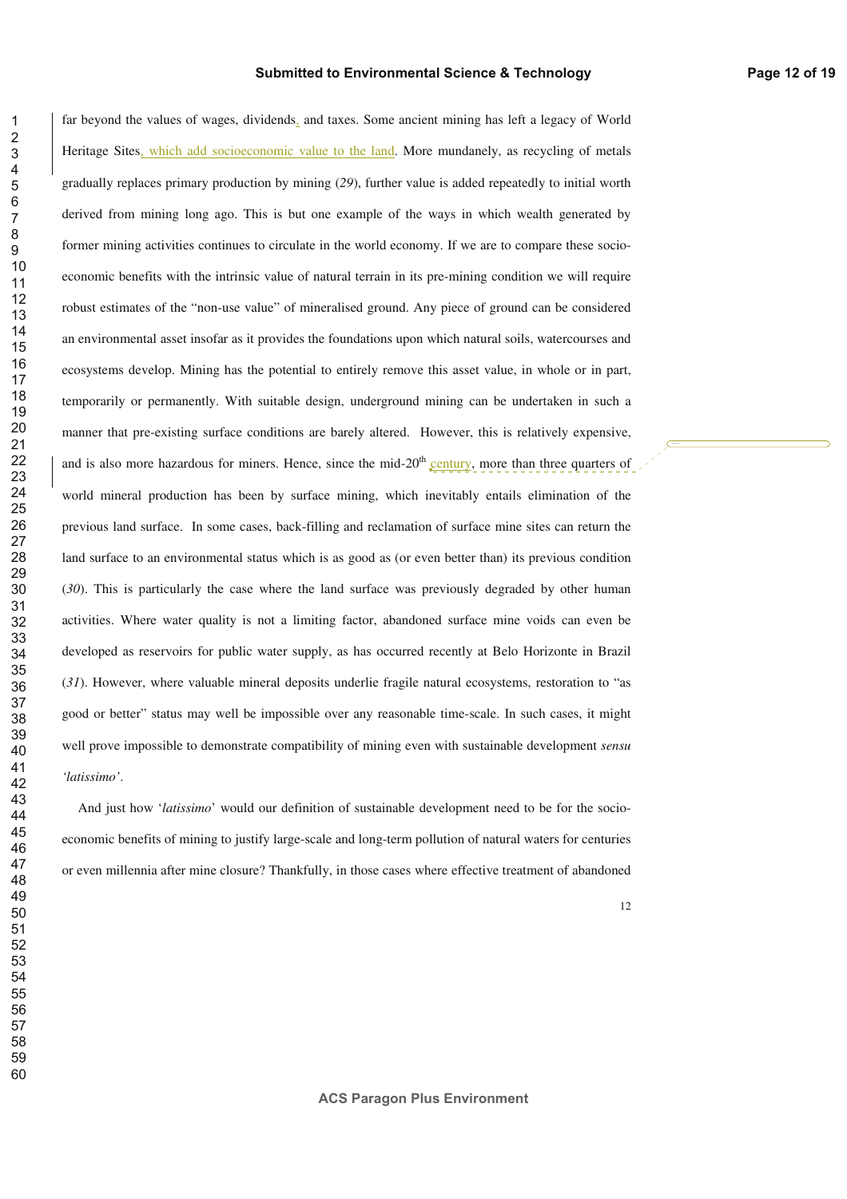far beyond the values of wages, dividends, and taxes. Some ancient mining has left a legacy of World Heritage Sites, which add socioeconomic value to the land. More mundanely, as recycling of metals gradually replaces primary production by mining (*29*), further value is added repeatedly to initial worth derived from mining long ago. This is but one example of the ways in which wealth generated by former mining activities continues to circulate in the world economy. If we are to compare these socio-economic benefits with the intrinsic value of natural terrain in its pre-mining condition we will require robust estimates of the "non-use value" of mineralised ground. Any piece of ground can be considered an environmental asset insofar as it provides the foundations upon which natural soils, watercourses and ecosystems develop. Mining has the potential to entirely remove this asset value, in whole or in part, temporarily or permanently. With suitable design, underground mining can be undertaken in such a manner that pre-existing surface conditions are barely altered. However, this is relatively expensive, and is also more hazardous for miners. Hence, since the mid-20th century, more than three quarters of world mineral production has been by surface mining, which inevitably entails elimination of the previous land surface. In some cases, back-filling and reclamation of surface mine sites can return the land surface to an environmental status which is as good as (or even better than) its previous condition (*30*). This is particularly the case where the land surface was previously degraded by other human activities. Where water quality is not a limiting factor, abandoned surface mine voids can even be developed as reservoirs for public water supply, as has occurred recently at Belo Horizonte in Brazil (*31*). However, where valuable mineral deposits underlie fragile natural ecosystems, restoration to "as good or better" status may well be impossible over any reasonable time-scale. In such cases, it might well prove impossible to demonstrate compatibility of mining even with sustainable development *sensu 'latissimo'*.

And just how '*latissimo*' would our definition of sustainable development need to be for the socio-economic benefits of mining to justify large-scale and long-term pollution of natural waters for centuries or even millennia after mine closure? Thankfully, in those cases where effective treatment of abandoned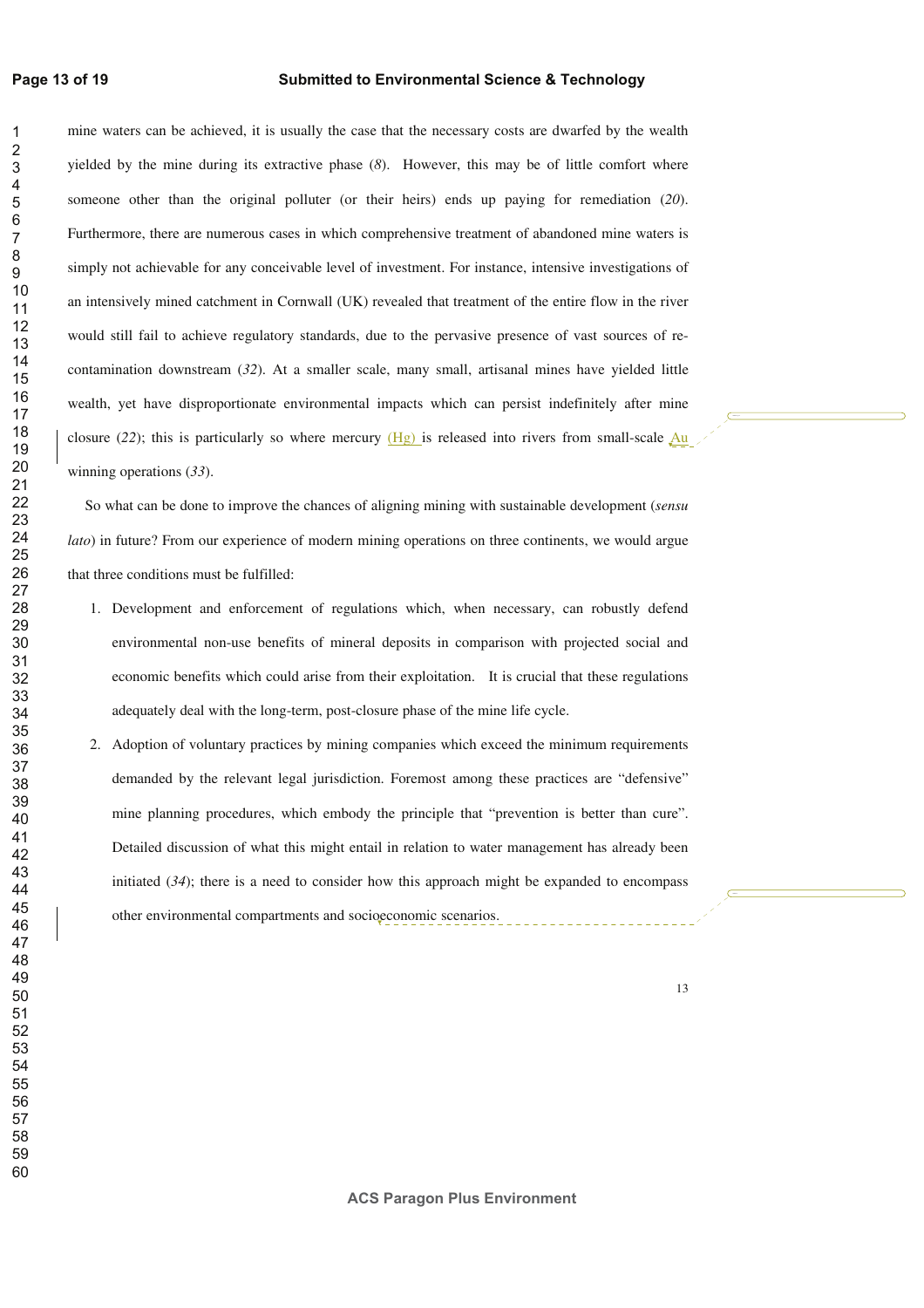mine waters can be achieved, it is usually the case that the necessary costs are dwarfed by the wealth yielded by the mine during its extractive phase (*8*). However, this may be of little comfort where someone other than the original polluter (or their heirs) ends up paying for remediation (*20*). Furthermore, there are numerous cases in which comprehensive treatment of abandoned mine waters is simply not achievable for any conceivable level of investment. For instance, intensive investigations of an intensively mined catchment in Cornwall (UK) revealed that treatment of the entire flow in the river would still fail to achieve regulatory standards, due to the pervasive presence of vast sources of re-contamination downstream (*32*). At a smaller scale, many small, artisanal mines have yielded little wealth, yet have disproportionate environmental impacts which can persist indefinitely after mine closure (*22*); this is particularly so where mercury (Hg) is released into rivers from small-scale Au winning operations (*33*).

So what can be done to improve the chances of aligning mining with sustainable development (*sensu lato*) in future? From our experience of modern mining operations on three continents, we would argue that three conditions must be fulfilled:

1. Development and enforcement of regulations which, when necessary, can robustly defend environmental non-use benefits of mineral deposits in comparison with projected social and economic benefits which could arise from their exploitation. It is crucial that these regulations adequately deal with the long-term, post-closure phase of the mine life cycle.
2. Adoption of voluntary practices by mining companies which exceed the minimum requirements demanded by the relevant legal jurisdiction. Foremost among these practices are "defensive" mine planning procedures, which embody the principle that "prevention is better than cure". Detailed discussion of what this might entail in relation to water management has already been initiated (*34*); there is a need to consider how this approach might be expanded to encompass other environmental compartments and socioeconomic scenarios.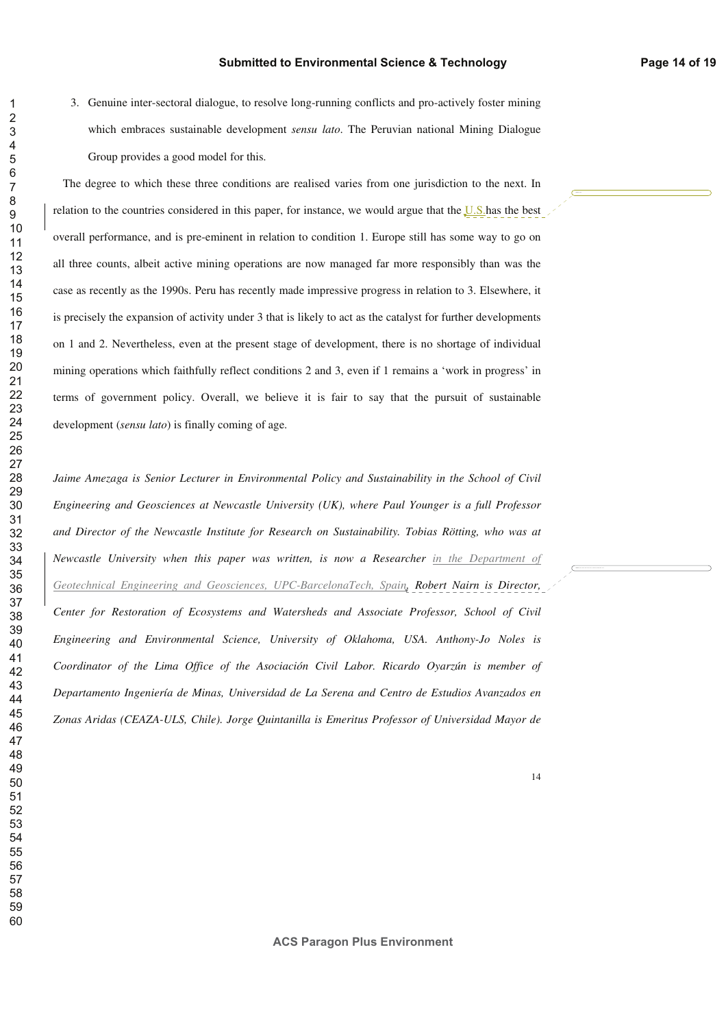3. Genuine inter-sectoral dialogue, to resolve long-running conflicts and pro-actively foster mining which embraces sustainable development *sensu lato*. The Peruvian national Mining Dialogue Group provides a good model for this.

The degree to which these three conditions are realised varies from one jurisdiction to the next. In relation to the countries considered in this paper, for instance, we would argue that the U.S has the best overall performance, and is pre-eminent in relation to condition 1. Europe still has some way to go on all three counts, albeit active mining operations are now managed far more responsibly than was the case as recently as the 1990s. Peru has recently made impressive progress in relation to 3. Elsewhere, it is precisely the expansion of activity under 3 that is likely to act as the catalyst for further developments on 1 and 2. Nevertheless, even at the present stage of development, there is no shortage of individual mining operations which faithfully reflect conditions 2 and 3, even if 1 remains a 'work in progress' in terms of government policy. Overall, we believe it is fair to say that the pursuit of sustainable development (*sensu lato*) is finally coming of age.

*Jaime Amezaga is Senior Lecturer in Environmental Policy and Sustainability in the School of Civil Engineering and Geosciences at Newcastle University (UK), where Paul Younger is a full Professor and Director of the Newcastle Institute for Research on Sustainability. Tobias Rötting, who was at Newcastle University when this paper was written, is now a Researcher in the Department of Geotechnical Engineering and Geosciences, UPC-BarcelonaTech, Spain. Robert Nairn is Director, Center for Restoration of Ecosystems and Watersheds and Associate Professor, School of Civil Engineering and Environmental Science, University of Oklahoma, USA. Anthony-Jo Noles is Coordinator of the Lima Office of the Asociación Civil Labor. Ricardo Oyarzún is member of Departamento Ingeniería de Minas, Universidad de La Serena and Centro de Estudios Avanzados en Zonas Aridas (CEAZA-ULS, Chile). Jorge Quintanilla is Emeritus Professor of Universidad Mayor de*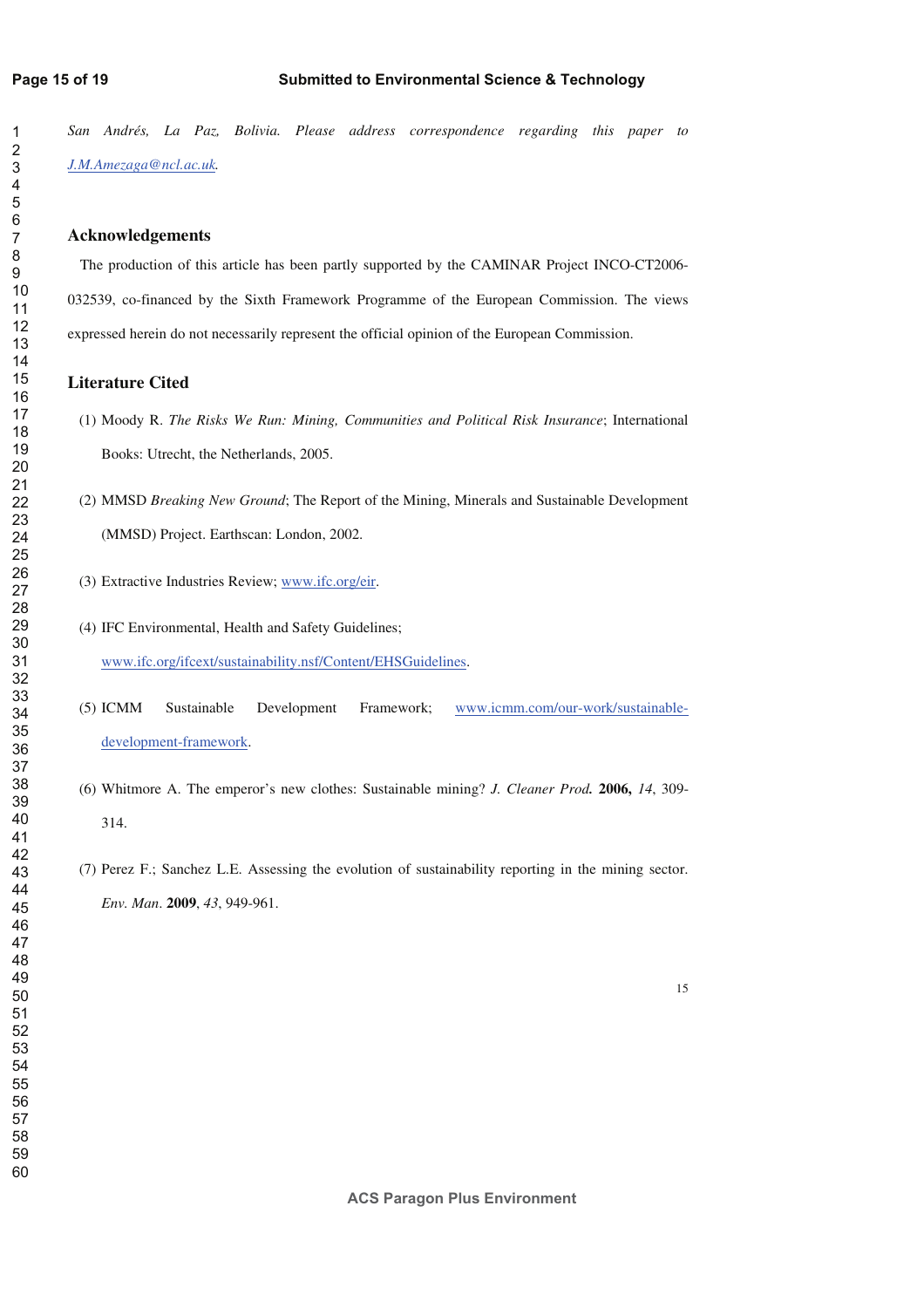*San Andrés, La Paz, Bolivia. Please address correspondence regarding this paper to J.M.Amezaga@ncl.ac.uk.*

## Acknowledgements

The production of this article has been partly supported by the CAMINAR Project INCO-CT2006-032539, co-financed by the Sixth Framework Programme of the European Commission. The views expressed herein do not necessarily represent the official opinion of the European Commission.

## Literature Cited

(1) Moody R. *The Risks We Run: Mining, Communities and Political Risk Insurance*; International Books: Utrecht, the Netherlands, 2005.

(2) MMSD *Breaking New Ground*; The Report of the Mining, Minerals and Sustainable Development (MMSD) Project. Earthscan: London, 2002.

(3) Extractive Industries Review; www.ifc.org/eir.

(4) IFC Environmental, Health and Safety Guidelines; www.ifc.org/ifcext/sustainability.nsf/Content/EHSGuidelines.

(5) ICMM Sustainable Development Framework; www.icmm.com/our-work/sustainable-development-framework.

(6) Whitmore A. The emperor's new clothes: Sustainable mining? *J. Cleaner Prod.* **2006,** *14*, 309-314.

(7) Perez F.; Sanchez L.E. Assessing the evolution of sustainability reporting in the mining sector. *Env. Man*. **2009**, *43*, 949-961.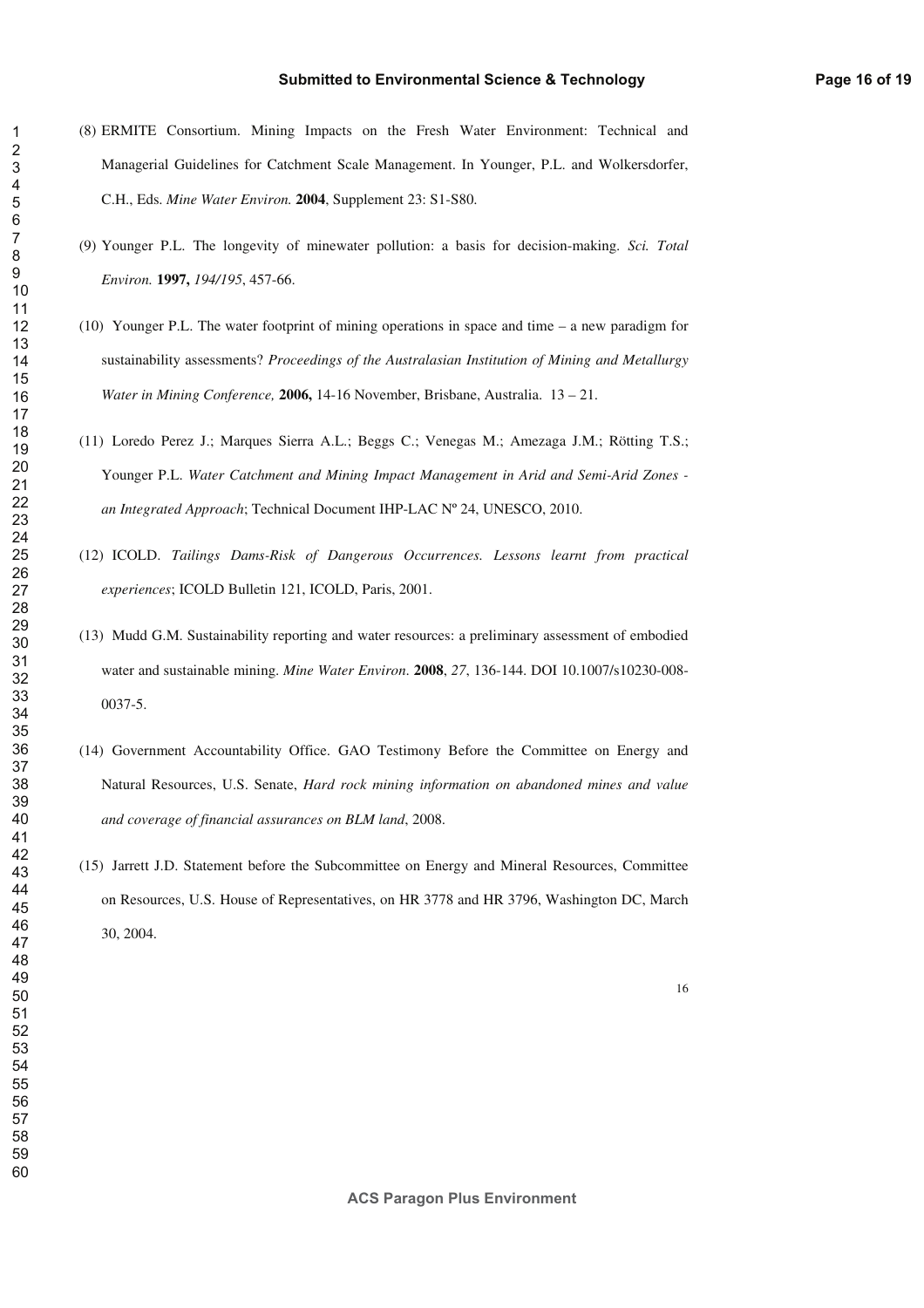(8) ERMITE Consortium. Mining Impacts on the Fresh Water Environment: Technical and Managerial Guidelines for Catchment Scale Management. In Younger, P.L. and Wolkersdorfer, C.H., Eds. *Mine Water Environ.* **2004**, Supplement 23: S1-S80.

(9) Younger P.L. The longevity of minewater pollution: a basis for decision-making. *Sci. Total Environ.* **1997,** *194/195*, 457-66.

(10) Younger P.L. The water footprint of mining operations in space and time – a new paradigm for sustainability assessments? *Proceedings of the Australasian Institution of Mining and Metallurgy Water in Mining Conference,* **2006,** 14-16 November, Brisbane, Australia. 13 – 21.

(11) Loredo Perez J.; Marques Sierra A.L.; Beggs C.; Venegas M.; Amezaga J.M.; Rötting T.S.; Younger P.L. *Water Catchment and Mining Impact Management in Arid and Semi-Arid Zones - an Integrated Approach*; Technical Document IHP-LAC Nº 24, UNESCO, 2010.

(12) ICOLD. *Tailings Dams-Risk of Dangerous Occurrences. Lessons learnt from practical experiences*; ICOLD Bulletin 121, ICOLD, Paris, 2001.

(13) Mudd G.M. Sustainability reporting and water resources: a preliminary assessment of embodied water and sustainable mining. *Mine Water Environ*. **2008**, *27*, 136-144. DOI 10.1007/s10230-008-0037-5.

(14) Government Accountability Office. GAO Testimony Before the Committee on Energy and Natural Resources, U.S. Senate, *Hard rock mining information on abandoned mines and value and coverage of financial assurances on BLM land*, 2008.

(15) Jarrett J.D. Statement before the Subcommittee on Energy and Mineral Resources, Committee on Resources, U.S. House of Representatives, on HR 3778 and HR 3796, Washington DC, March 30, 2004.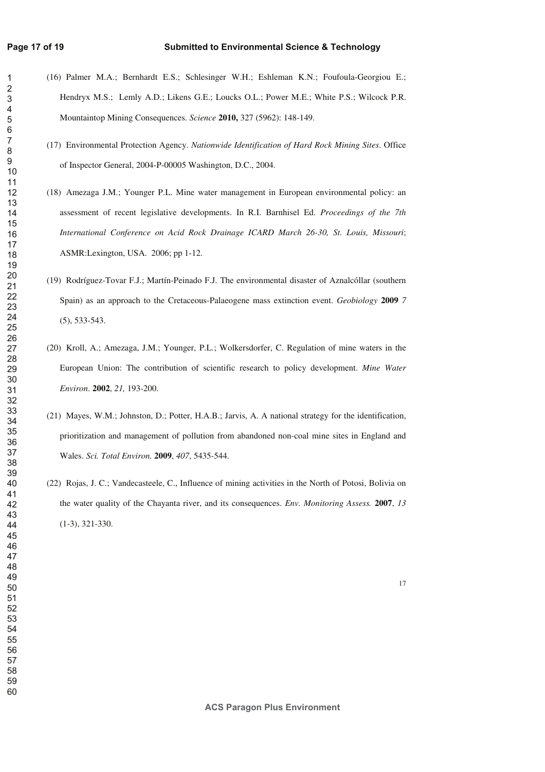(16) Palmer M.A.; Bernhardt E.S.; Schlesinger W.H.; Eshleman K.N.; Foufoula-Georgiou E.; Hendryx M.S.; Lemly A.D.; Likens G.E.; Loucks O.L.; Power M.E.; White P.S.; Wilcock P.R. Mountaintop Mining Consequences. *Science* **2010,** 327 (5962): 148-149.

(17) Environmental Protection Agency. *Nationwide Identification of Hard Rock Mining Sites*. Office of Inspector General, 2004-P-00005 Washington, D.C., 2004.

(18) Amezaga J.M.; Younger P.L. Mine water management in European environmental policy: an assessment of recent legislative developments. In R.I. Barnhisel Ed. *Proceedings of the 7th International Conference on Acid Rock Drainage ICARD March 26-30, St. Louis, Missouri*; ASMR:Lexington, USA. 2006; pp 1-12.

(19) Rodríguez-Tovar F.J.; Martín-Peinado F.J. The environmental disaster of Aznalcóllar (southern Spain) as an approach to the Cretaceous-Palaeogene mass extinction event. *Geobiology* **2009** *7* (5), 533-543.

(20) Kroll, A.; Amezaga, J.M.; Younger, P.L.; Wolkersdorfer, C. Regulation of mine waters in the European Union: The contribution of scientific research to policy development. *Mine Water Environ*. **2002**, *21,* 193-200.

(21) Mayes, W.M.; Johnston, D.; Potter, H.A.B.; Jarvis, A. A national strategy for the identification, prioritization and management of pollution from abandoned non-coal mine sites in England and Wales. *Sci. Total Environ.* **2009**, *407*, 5435-544.

(22) Rojas, J. C.; Vandecasteele, C., Influence of mining activities in the North of Potosi, Bolivia on the water quality of the Chayanta river, and its consequences. *Env. Monitoring Assess.* **2007**, *13* (1-3), 321-330.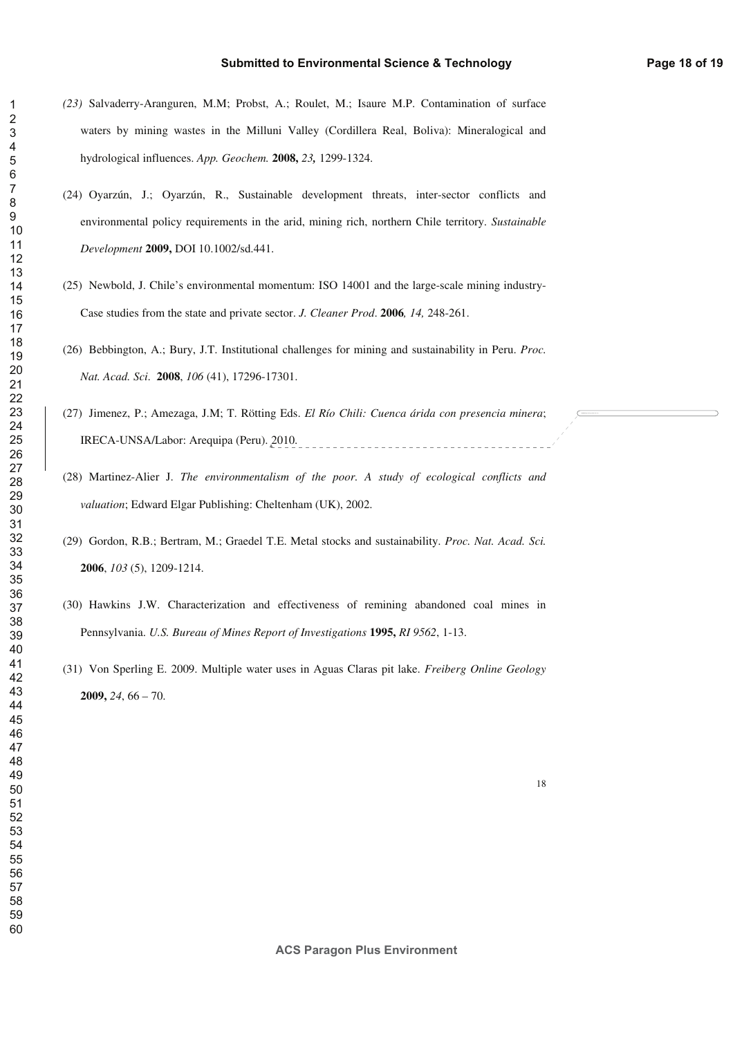*(23)* Salvaderry-Aranguren, M.M; Probst, A.; Roulet, M.; Isaure M.P. Contamination of surface waters by mining wastes in the Milluni Valley (Cordillera Real, Boliva): Mineralogical and hydrological influences. *App. Geochem.* **2008,** *23,* 1299-1324.

(24) Oyarzún, J.; Oyarzún, R., Sustainable development threats, inter-sector conflicts and environmental policy requirements in the arid, mining rich, northern Chile territory. *Sustainable Development* **2009,** DOI 10.1002/sd.441.

(25) Newbold, J. Chile's environmental momentum: ISO 14001 and the large-scale mining industry-Case studies from the state and private sector. *J. Cleaner Prod*. **2006***, 14,* 248-261.

(26) Bebbington, A.; Bury, J.T. Institutional challenges for mining and sustainability in Peru. *Proc. Nat. Acad. Sci.* **2008**, *106* (41), 17296-17301.

(27) Jimenez, P.; Amezaga, J.M; T. Rötting Eds. *El Río Chili: Cuenca árida con presencia minera*; IRECA-UNSA/Labor: Arequipa (Peru). 2010.

(28) Martinez-Alier J. *The environmentalism of the poor. A study of ecological conflicts and valuation*; Edward Elgar Publishing: Cheltenham (UK), 2002.

(29) Gordon, R.B.; Bertram, M.; Graedel T.E. Metal stocks and sustainability. *Proc. Nat. Acad. Sci.* **2006**, *103* (5), 1209-1214.

(30) Hawkins J.W. Characterization and effectiveness of remining abandoned coal mines in Pennsylvania. *U.S. Bureau of Mines Report of Investigations* **1995,** *RI 9562*, 1-13.

(31) Von Sperling E. 2009. Multiple water uses in Aguas Claras pit lake. *Freiberg Online Geology* **2009,** *24*, 66 – 70.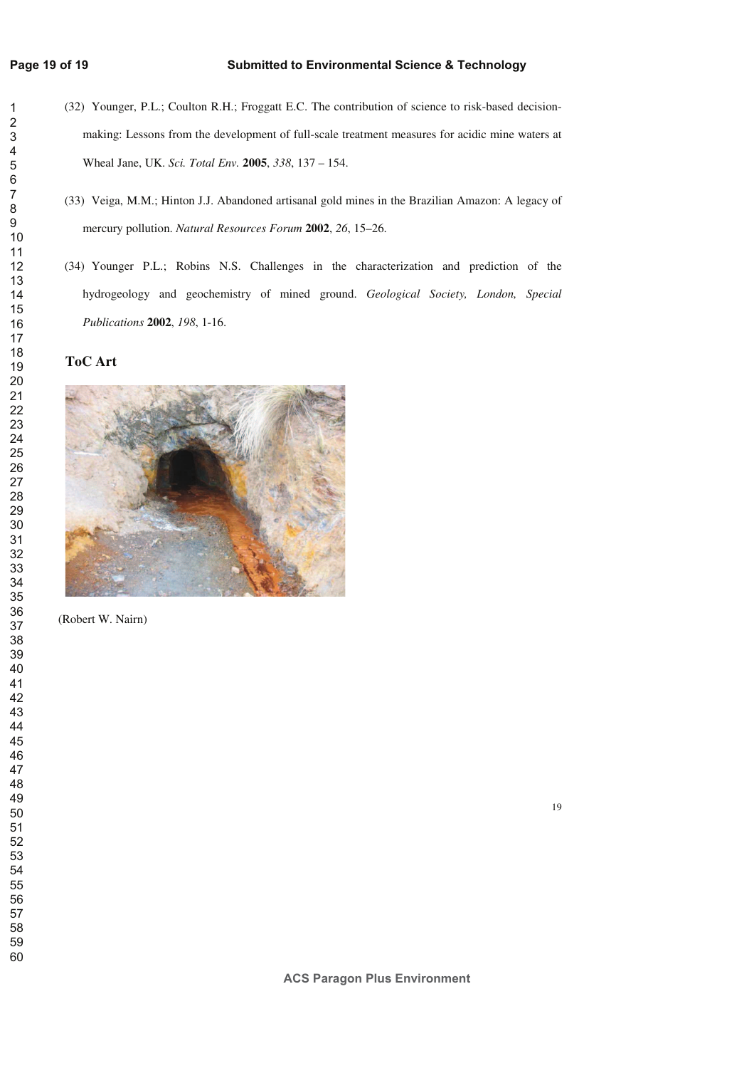(32) Younger, P.L.; Coulton R.H.; Froggatt E.C. The contribution of science to risk-based decision-making: Lessons from the development of full-scale treatment measures for acidic mine waters at Wheal Jane, UK. *Sci. Total Env.* **2005**, *338*, 137 – 154.

(33) Veiga, M.M.; Hinton J.J. Abandoned artisanal gold mines in the Brazilian Amazon: A legacy of mercury pollution. *Natural Resources Forum* **2002**, *26*, 15–26.

(34) Younger P.L.; Robins N.S. Challenges in the characterization and prediction of the hydrogeology and geochemistry of mined ground. *Geological Society, London, Special Publications* **2002**, *198*, 1-16.

## ToC Art

(Robert W. Nairn)